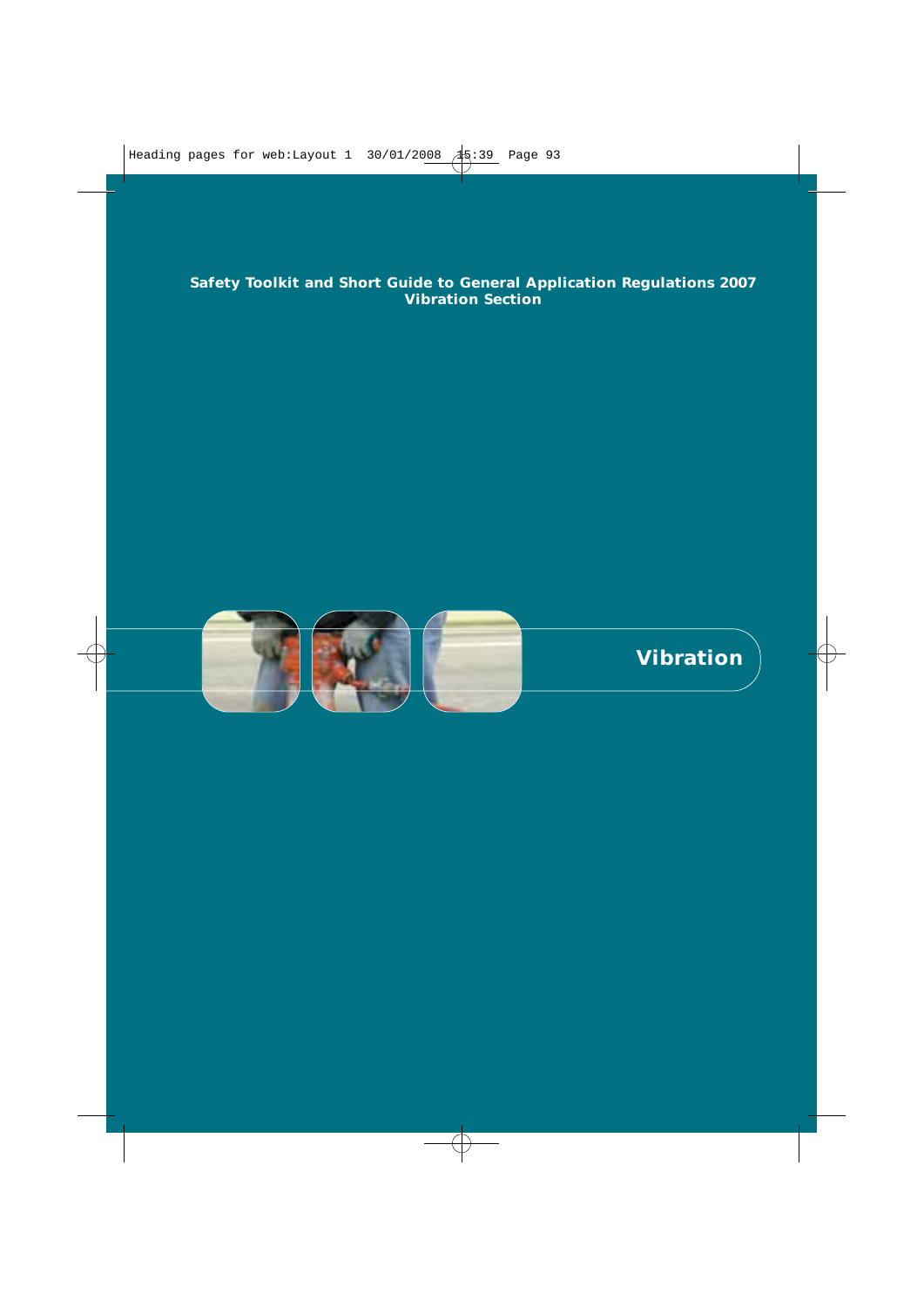**Safety Toolkit and Short Guide to General Application Regulations 2007**
**Vibration Section**

# Vibration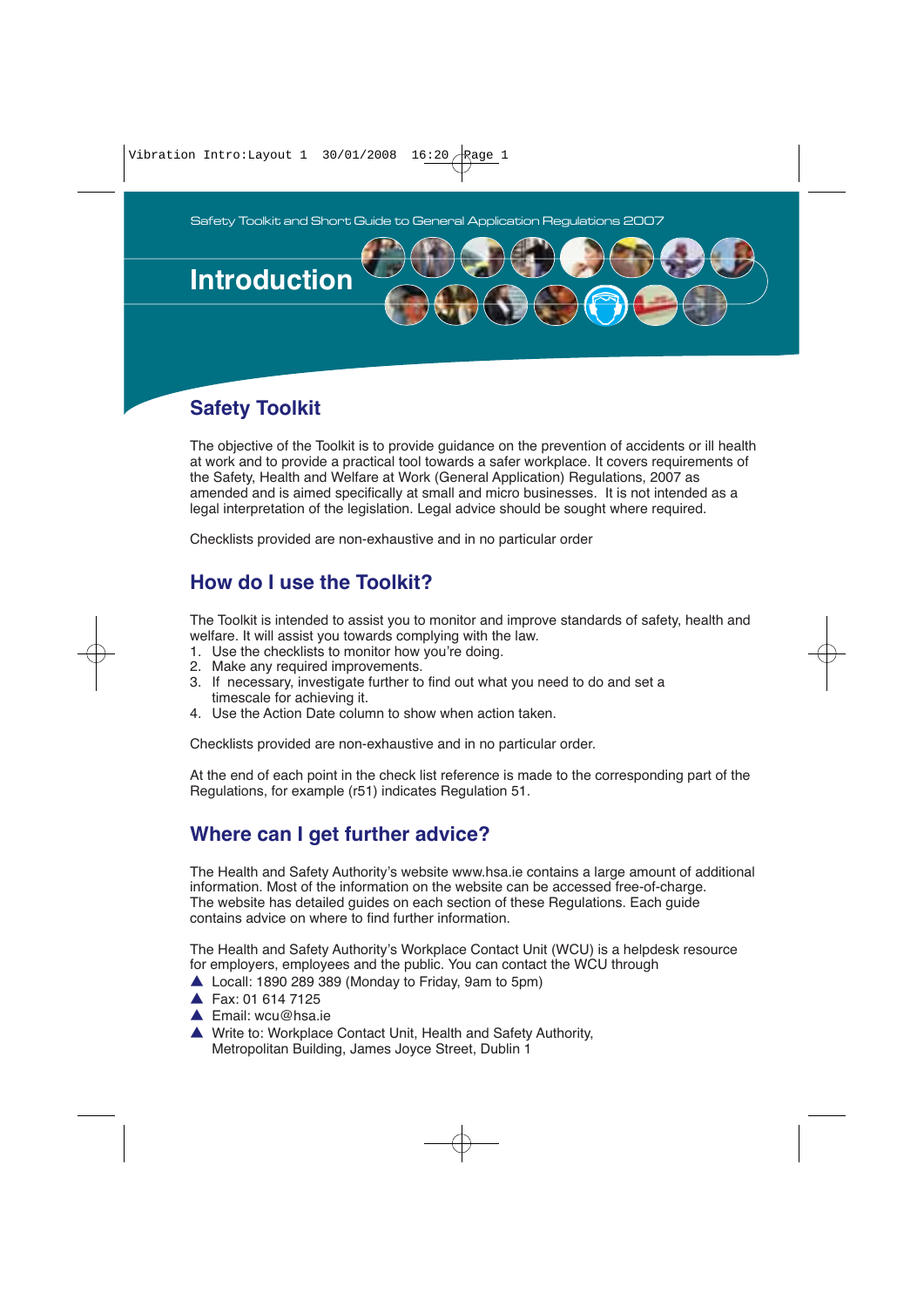Safety Toolkit and Short Guide to General Application Regulations 2007

# Introduction

## Safety Toolkit

The objective of the Toolkit is to provide guidance on the prevention of accidents or ill health at work and to provide a practical tool towards a safer workplace. It covers requirements of the Safety, Health and Welfare at Work (General Application) Regulations, 2007 as amended and is aimed specifically at small and micro businesses. It is not intended as a legal interpretation of the legislation. Legal advice should be sought where required.

Checklists provided are non-exhaustive and in no particular order

## How do I use the Toolkit?

The Toolkit is intended to assist you to monitor and improve standards of safety, health and welfare. It will assist you towards complying with the law.

1. Use the checklists to monitor how you're doing.
2. Make any required improvements.
3. If necessary, investigate further to find out what you need to do and set a timescale for achieving it.
4. Use the Action Date column to show when action taken.

Checklists provided are non-exhaustive and in no particular order.

At the end of each point in the check list reference is made to the corresponding part of the Regulations, for example (r51) indicates Regulation 51.

## Where can I get further advice?

The Health and Safety Authority's website www.hsa.ie contains a large amount of additional information. Most of the information on the website can be accessed free-of-charge. The website has detailed guides on each section of these Regulations. Each guide contains advice on where to find further information.

The Health and Safety Authority's Workplace Contact Unit (WCU) is a helpdesk resource for employers, employees and the public. You can contact the WCU through

- Locall: 1890 289 389 (Monday to Friday, 9am to 5pm)
- Fax: 01 614 7125
- Email: wcu@hsa.ie
- Write to: Workplace Contact Unit, Health and Safety Authority, Metropolitan Building, James Joyce Street, Dublin 1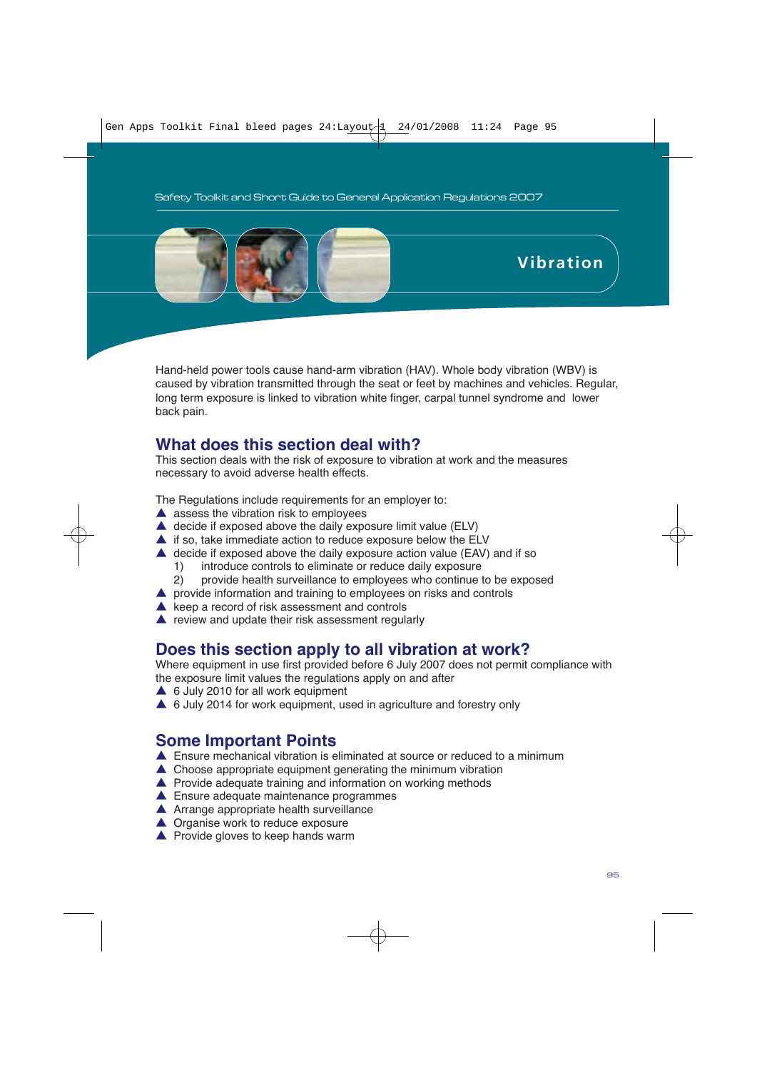# Vibration

Hand-held power tools cause hand-arm vibration (HAV). Whole body vibration (WBV) is caused by vibration transmitted through the seat or feet by machines and vehicles. Regular, long term exposure is linked to vibration white finger, carpal tunnel syndrome and lower back pain.

## What does this section deal with?

This section deals with the risk of exposure to vibration at work and the measures necessary to avoid adverse health effects.

The Regulations include requirements for an employer to:

- assess the vibration risk to employees
- decide if exposed above the daily exposure limit value (ELV)
- if so, take immediate action to reduce exposure below the ELV
- decide if exposed above the daily exposure action value (EAV) and if so
  1) introduce controls to eliminate or reduce daily exposure
  2) provide health surveillance to employees who continue to be exposed
- provide information and training to employees on risks and controls
- keep a record of risk assessment and controls
- review and update their risk assessment regularly

## Does this section apply to all vibration at work?

Where equipment in use first provided before 6 July 2007 does not permit compliance with the exposure limit values the regulations apply on and after

- 6 July 2010 for all work equipment
- 6 July 2014 for work equipment, used in agriculture and forestry only

## Some Important Points

- Ensure mechanical vibration is eliminated at source or reduced to a minimum
- Choose appropriate equipment generating the minimum vibration
- Provide adequate training and information on working methods
- Ensure adequate maintenance programmes
- Arrange appropriate health surveillance
- Organise work to reduce exposure
- Provide gloves to keep hands warm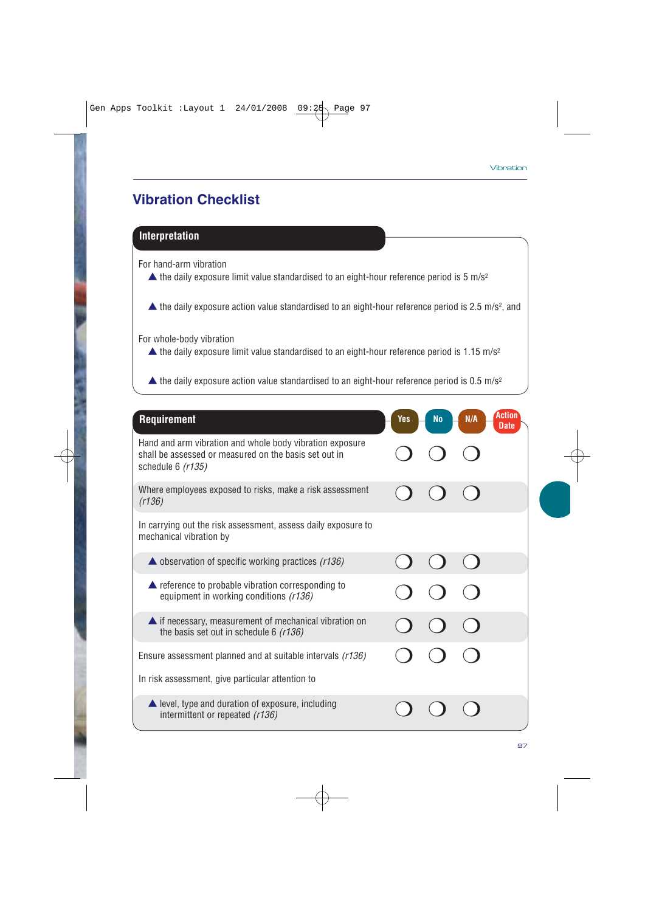# Vibration Checklist

## Interpretation

For hand-arm vibration

- ▲ the daily exposure limit value standardised to an eight-hour reference period is 5 $m/s^2$
- ▲ the daily exposure action value standardised to an eight-hour reference period is 2.5 $m/s^2$, and

For whole-body vibration

- ▲ the daily exposure limit value standardised to an eight-hour reference period is 1.15 $m/s^2$
- ▲ the daily exposure action value standardised to an eight-hour reference period is 0.5 $m/s^2$

| Requirement | Yes | No | N/A | Action Date |
|---|---|---|---|---|
| Hand and arm vibration and whole body vibration exposure shall be assessed or measured on the basis set out in schedule 6 *(r135)* | ❍ | ❍ | ❍ | |
| Where employees exposed to risks, make a risk assessment *(r136)* | ❍ | ❍ | ❍ | |
| In carrying out the risk assessment, assess daily exposure to mechanical vibration by | | | | |
| ▲ observation of specific working practices *(r136)* | ❍ | ❍ | ❍ | |
| ▲ reference to probable vibration corresponding to equipment in working conditions *(r136)* | ❍ | ❍ | ❍ | |
| ▲ if necessary, measurement of mechanical vibration on the basis set out in schedule 6 *(r136)* | ❍ | ❍ | ❍ | |
| Ensure assessment planned and at suitable intervals *(r136)* | ❍ | ❍ | ❍ | |
| In risk assessment, give particular attention to | | | | |
| ▲ level, type and duration of exposure, including intermittent or repeated *(r136)* | ❍ | ❍ | ❍ | |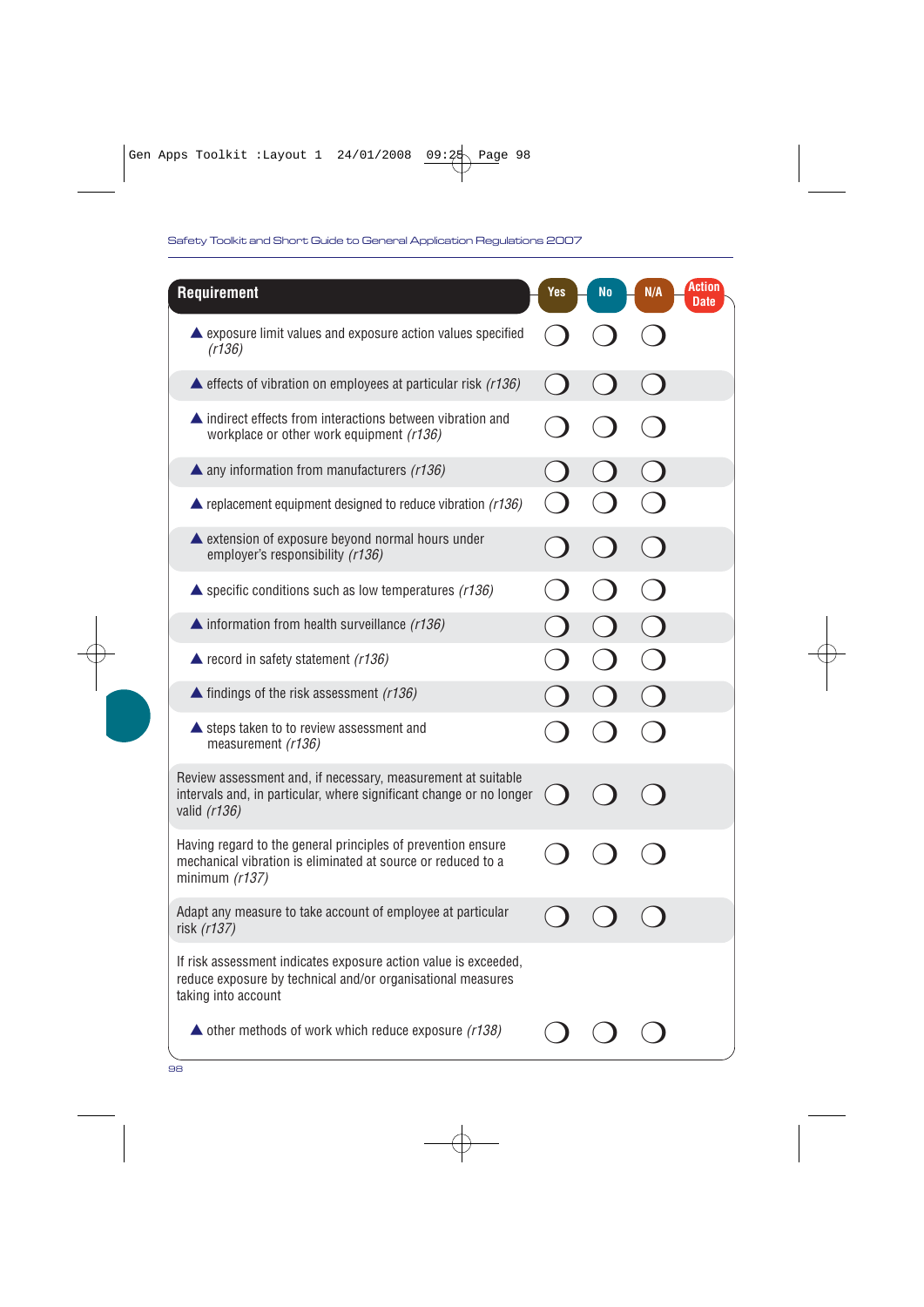| Requirement | Yes | No | N/A | Action Date |
|---|---|---|---|---|
| ▲ exposure limit values and exposure action values specified *(r136)* | ◯ | ◯ | ◯ | |
| ▲ effects of vibration on employees at particular risk *(r136)* | ◯ | ◯ | ◯ | |
| ▲ indirect effects from interactions between vibration and workplace or other work equipment *(r136)* | ◯ | ◯ | ◯ | |
| ▲ any information from manufacturers *(r136)* | ◯ | ◯ | ◯ | |
| ▲ replacement equipment designed to reduce vibration *(r136)* | ◯ | ◯ | ◯ | |
| ▲ extension of exposure beyond normal hours under employer's responsibility *(r136)* | ◯ | ◯ | ◯ | |
| ▲ specific conditions such as low temperatures *(r136)* | ◯ | ◯ | ◯ | |
| ▲ information from health surveillance *(r136)* | ◯ | ◯ | ◯ | |
| ▲ record in safety statement *(r136)* | ◯ | ◯ | ◯ | |
| ▲ findings of the risk assessment *(r136)* | ◯ | ◯ | ◯ | |
| ▲ steps taken to to review assessment and measurement *(r136)* | ◯ | ◯ | ◯ | |
| Review assessment and, if necessary, measurement at suitable intervals and, in particular, where significant change or no longer valid *(r136)* | ◯ | ◯ | ◯ | |
| Having regard to the general principles of prevention ensure mechanical vibration is eliminated at source or reduced to a minimum *(r137)* | ◯ | ◯ | ◯ | |
| Adapt any measure to take account of employee at particular risk *(r137)* | ◯ | ◯ | ◯ | |
| If risk assessment indicates exposure action value is exceeded, reduce exposure by technical and/or organisational measures taking into account | | | | |
| ▲ other methods of work which reduce exposure *(r138)* | ◯ | ◯ | ◯ | |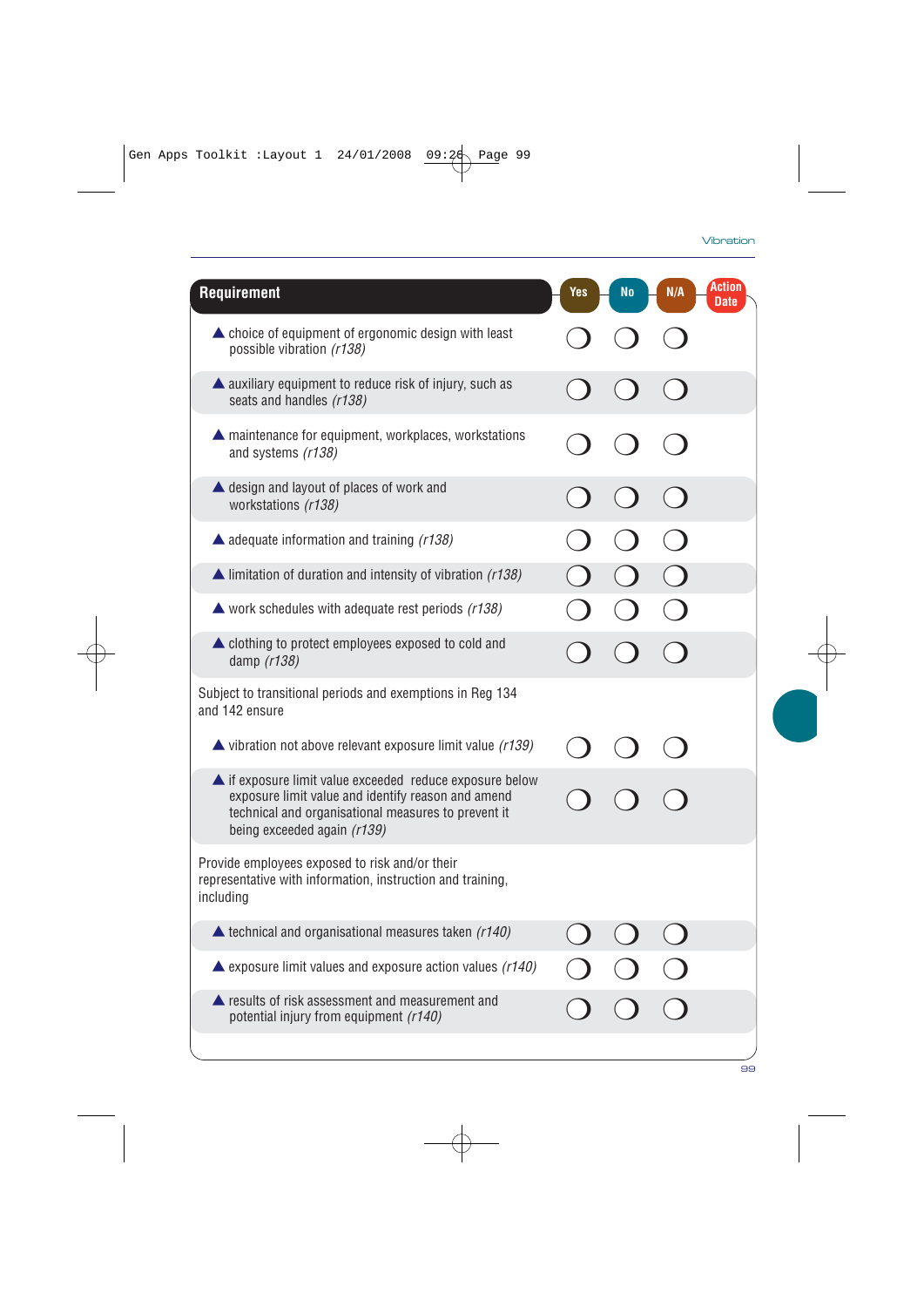| Requirement | Yes | No | N/A | Action Date |
|---|---|---|---|---|
| ▲ choice of equipment of ergonomic design with least possible vibration *(r138)* | ❍ | ❍ | ❍ | |
| ▲ auxiliary equipment to reduce risk of injury, such as seats and handles *(r138)* | ❍ | ❍ | ❍ | |
| ▲ maintenance for equipment, workplaces, workstations and systems *(r138)* | ❍ | ❍ | ❍ | |
| ▲ design and layout of places of work and workstations *(r138)* | ❍ | ❍ | ❍ | |
| ▲ adequate information and training *(r138)* | ❍ | ❍ | ❍ | |
| ▲ limitation of duration and intensity of vibration *(r138)* | ❍ | ❍ | ❍ | |
| ▲ work schedules with adequate rest periods *(r138)* | ❍ | ❍ | ❍ | |
| ▲ clothing to protect employees exposed to cold and damp *(r138)* | ❍ | ❍ | ❍ | |
| Subject to transitional periods and exemptions in Reg 134 and 142 ensure | | | | |
| ▲ vibration not above relevant exposure limit value *(r139)* | ❍ | ❍ | ❍ | |
| ▲ if exposure limit value exceeded reduce exposure below exposure limit value and identify reason and amend technical and organisational measures to prevent it being exceeded again *(r139)* | ❍ | ❍ | ❍ | |
| Provide employees exposed to risk and/or their representative with information, instruction and training, including | | | | |
| ▲ technical and organisational measures taken *(r140)* | ❍ | ❍ | ❍ | |
| ▲ exposure limit values and exposure action values *(r140)* | ❍ | ❍ | ❍ | |
| ▲ results of risk assessment and measurement and potential injury from equipment *(r140)* | ❍ | ❍ | ❍ | |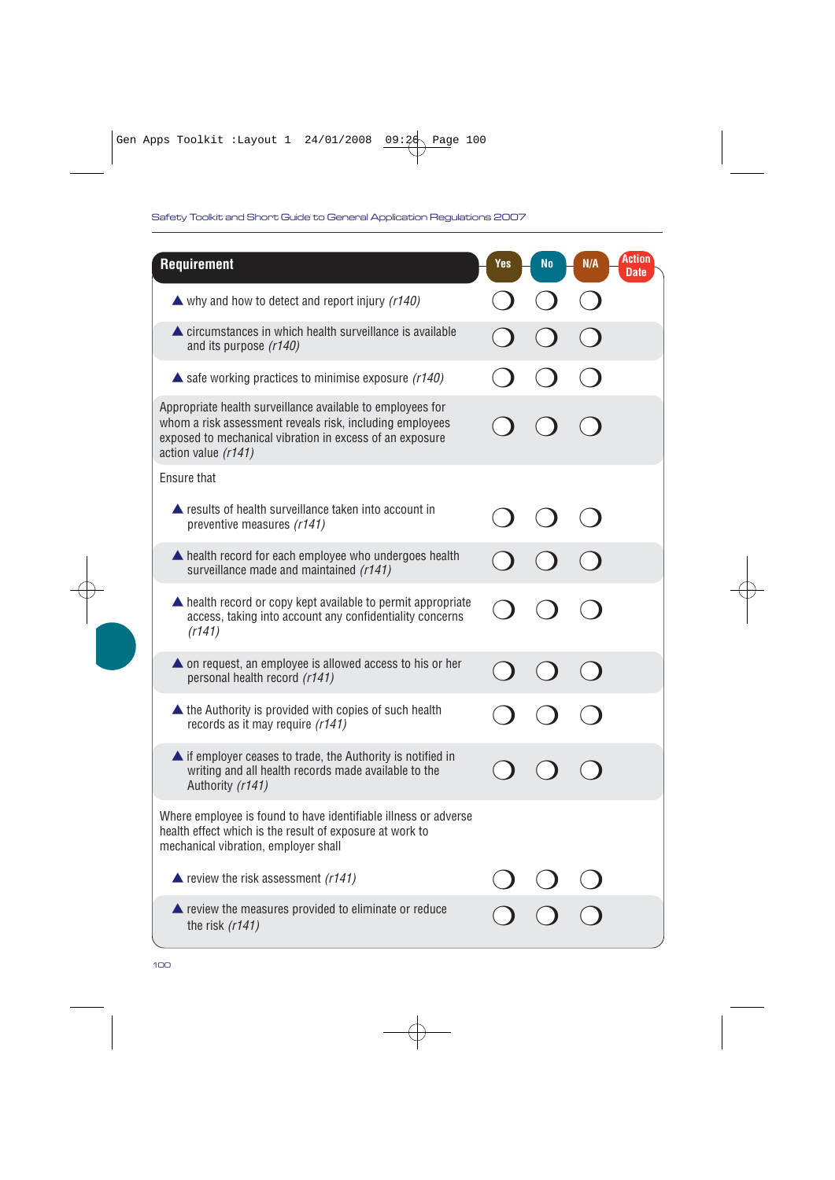| Requirement | Yes | No | N/A | Action Date |
|---|---|---|---|---|
| ▲ why and how to detect and report injury *(r140)* | ◯ | ◯ | ◯ | |
| ▲ circumstances in which health surveillance is available and its purpose *(r140)* | ◯ | ◯ | ◯ | |
| ▲ safe working practices to minimise exposure *(r140)* | ◯ | ◯ | ◯ | |
| Appropriate health surveillance available to employees for whom a risk assessment reveals risk, including employees exposed to mechanical vibration in excess of an exposure action value *(r141)* | ◯ | ◯ | ◯ | |
| Ensure that | | | | |
| ▲ results of health surveillance taken into account in preventive measures *(r141)* | ◯ | ◯ | ◯ | |
| ▲ health record for each employee who undergoes health surveillance made and maintained *(r141)* | ◯ | ◯ | ◯ | |
| ▲ health record or copy kept available to permit appropriate access, taking into account any confidentiality concerns *(r141)* | ◯ | ◯ | ◯ | |
| ▲ on request, an employee is allowed access to his or her personal health record *(r141)* | ◯ | ◯ | ◯ | |
| ▲ the Authority is provided with copies of such health records as it may require *(r141)* | ◯ | ◯ | ◯ | |
| ▲ if employer ceases to trade, the Authority is notified in writing and all health records made available to the Authority *(r141)* | ◯ | ◯ | ◯ | |
| Where employee is found to have identifiable illness or adverse health effect which is the result of exposure at work to mechanical vibration, employer shall | | | | |
| ▲ review the risk assessment *(r141)* | ◯ | ◯ | ◯ | |
| ▲ review the measures provided to eliminate or reduce the risk *(r141)* | ◯ | ◯ | ◯ | |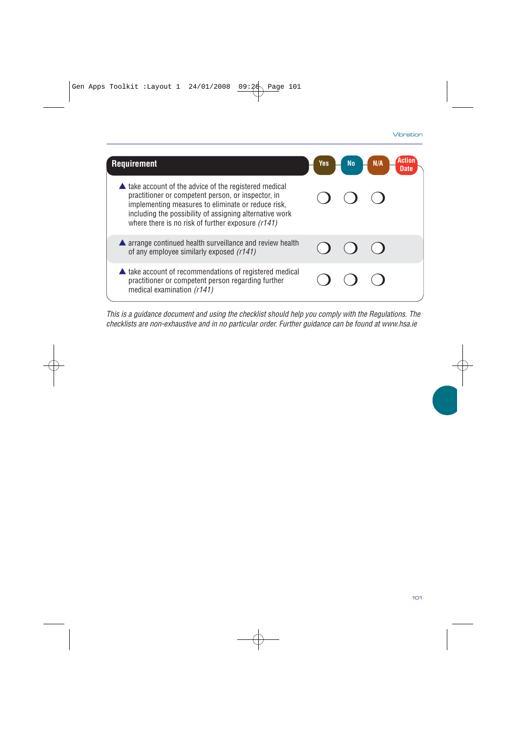| Requirement | Yes | No | N/A | Action Date |
|---|---|---|---|---|
| ▲ take account of the advice of the registered medical practitioner or competent person, or inspector, in implementing measures to eliminate or reduce risk, including the possibility of assigning alternative work where there is no risk of further exposure *(r141)* | ❍ | ❍ | ❍ | |
| ▲ arrange continued health surveillance and review health of any employee similarly exposed *(r141)* | ❍ | ❍ | ❍ | |
| ▲ take account of recommendations of registered medical practitioner or competent person regarding further medical examination *(r141)* | ❍ | ❍ | ❍ | |

*This is a guidance document and using the checklist should help you comply with the Regulations. The checklists are non-exhaustive and in no particular order. Further guidance can be found at www.hsa.ie*